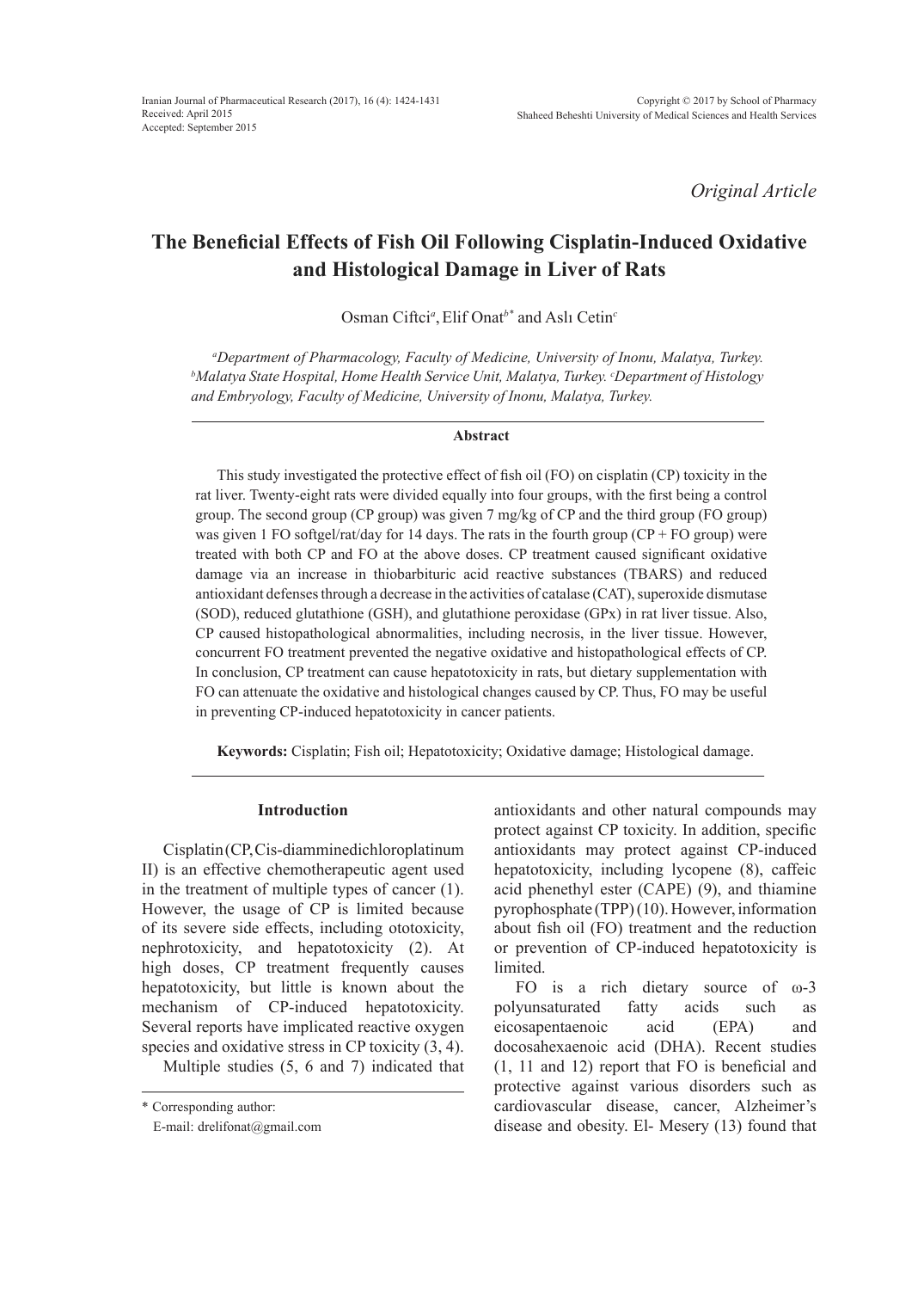*Original Article*

# The Beneficial Effects of Fish Oil Following Cisplatin-Induced Oxidative and Histological Damage in Liver of Rats

Osman Ciftci[a], Elif Onat[b*] and Aslı Cetin[c]

[a]*Department of Pharmacology, Faculty of Medicine, University of Inonu, Malatya, Turkey.* [b]*Malatya State Hospital, Home Health Service Unit, Malatya, Turkey.* [c]*Department of Histology and Embryology, Faculty of Medicine, University of Inonu, Malatya, Turkey.*

## Abstract

This study investigated the protective effect of fish oil (FO) on cisplatin (CP) toxicity in the rat liver. Twenty-eight rats were divided equally into four groups, with the first being a control group. The second group (CP group) was given 7 mg/kg of CP and the third group (FO group) was given 1 FO softgel/rat/day for 14 days. The rats in the fourth group (CP + FO group) were treated with both CP and FO at the above doses. CP treatment caused significant oxidative damage via an increase in thiobarbituric acid reactive substances (TBARS) and reduced antioxidant defenses through a decrease in the activities of catalase (CAT), superoxide dismutase (SOD), reduced glutathione (GSH), and glutathione peroxidase (GPx) in rat liver tissue. Also, CP caused histopathological abnormalities, including necrosis, in the liver tissue. However, concurrent FO treatment prevented the negative oxidative and histopathological effects of CP. In conclusion, CP treatment can cause hepatotoxicity in rats, but dietary supplementation with FO can attenuate the oxidative and histological changes caused by CP. Thus, FO may be useful in preventing CP-induced hepatotoxicity in cancer patients.

**Keywords:** Cisplatin; Fish oil; Hepatotoxicity; Oxidative damage; Histological damage.

## Introduction

Cisplatin (CP, Cis-diamminedichloroplatinum II) is an effective chemotherapeutic agent used in the treatment of multiple types of cancer (1). However, the usage of CP is limited because of its severe side effects, including ototoxicity, nephrotoxicity, and hepatotoxicity (2). At high doses, CP treatment frequently causes hepatotoxicity, but little is known about the mechanism of CP-induced hepatotoxicity. Several reports have implicated reactive oxygen species and oxidative stress in CP toxicity (3, 4).

Multiple studies (5, 6 and 7) indicated that antioxidants and other natural compounds may protect against CP toxicity. In addition, specific antioxidants may protect against CP-induced hepatotoxicity, including lycopene (8), caffeic acid phenethyl ester (CAPE) (9), and thiamine pyrophosphate (TPP) (10). However, information about fish oil (FO) treatment and the reduction or prevention of CP-induced hepatotoxicity is limited.

FO is a rich dietary source of ω-3 polyunsaturated fatty acids such as eicosapentaenoic acid (EPA) and docosahexaenoic acid (DHA). Recent studies (1, 11 and 12) report that FO is beneficial and protective against various disorders such as cardiovascular disease, cancer, Alzheimer's disease and obesity. El- Mesery (13) found that

\* Corresponding author:
E-mail: drelifonat@gmail.com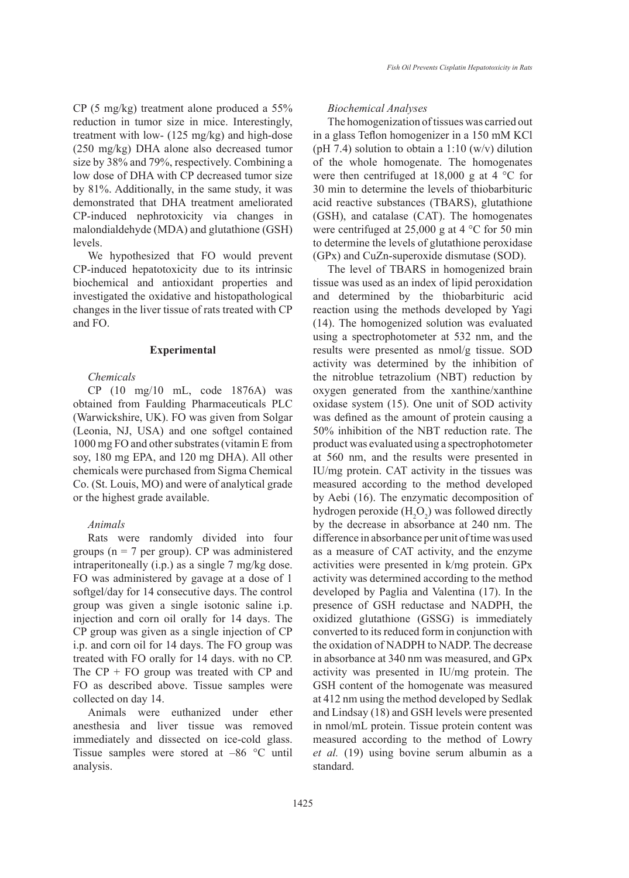CP (5 mg/kg) treatment alone produced a 55% reduction in tumor size in mice. Interestingly, treatment with low- (125 mg/kg) and high-dose (250 mg/kg) DHA alone also decreased tumor size by 38% and 79%, respectively. Combining a low dose of DHA with CP decreased tumor size by 81%. Additionally, in the same study, it was demonstrated that DHA treatment ameliorated CP-induced nephrotoxicity via changes in malondialdehyde (MDA) and glutathione (GSH) levels.

We hypothesized that FO would prevent CP-induced hepatotoxicity due to its intrinsic biochemical and antioxidant properties and investigated the oxidative and histopathological changes in the liver tissue of rats treated with CP and FO.

## Experimental

### *Chemicals*

CP (10 mg/10 mL, code 1876A) was obtained from Faulding Pharmaceuticals PLC (Warwickshire, UK). FO was given from Solgar (Leonia, NJ, USA) and one softgel contained 1000 mg FO and other substrates (vitamin E from soy, 180 mg EPA, and 120 mg DHA). All other chemicals were purchased from Sigma Chemical Co. (St. Louis, MO) and were of analytical grade or the highest grade available.

### *Animals*

Rats were randomly divided into four groups (n = 7 per group). CP was administered intraperitoneally (i.p.) as a single 7 mg/kg dose. FO was administered by gavage at a dose of 1 softgel/day for 14 consecutive days. The control group was given a single isotonic saline i.p. injection and corn oil orally for 14 days. The CP group was given as a single injection of CP i.p. and corn oil for 14 days. The FO group was treated with FO orally for 14 days. with no CP. The CP + FO group was treated with CP and FO as described above. Tissue samples were collected on day 14.

Animals were euthanized under ether anesthesia and liver tissue was removed immediately and dissected on ice-cold glass. Tissue samples were stored at –86 °C until analysis.

### *Biochemical Analyses*

The homogenization of tissues was carried out in a glass Teflon homogenizer in a 150 mM KCl (pH 7.4) solution to obtain a 1:10 (w/v) dilution of the whole homogenate. The homogenates were then centrifuged at 18,000 g at 4 °C for 30 min to determine the levels of thiobarbituric acid reactive substances (TBARS), glutathione (GSH), and catalase (CAT). The homogenates were centrifuged at 25,000 g at 4 °C for 50 min to determine the levels of glutathione peroxidase (GPx) and CuZn-superoxide dismutase (SOD).

The level of TBARS in homogenized brain tissue was used as an index of lipid peroxidation and determined by the thiobarbituric acid reaction using the methods developed by Yagi (14). The homogenized solution was evaluated using a spectrophotometer at 532 nm, and the results were presented as nmol/g tissue. SOD activity was determined by the inhibition of the nitroblue tetrazolium (NBT) reduction by oxygen generated from the xanthine/xanthine oxidase system (15). One unit of SOD activity was defined as the amount of protein causing a 50% inhibition of the NBT reduction rate. The product was evaluated using a spectrophotometer at 560 nm, and the results were presented in IU/mg protein. CAT activity in the tissues was measured according to the method developed by Aebi (16). The enzymatic decomposition of hydrogen peroxide ($H_2O_2$) was followed directly by the decrease in absorbance at 240 nm. The difference in absorbance per unit of time was used as a measure of CAT activity, and the enzyme activities were presented in k/mg protein. GPx activity was determined according to the method developed by Paglia and Valentina (17). In the presence of GSH reductase and NADPH, the oxidized glutathione (GSSG) is immediately converted to its reduced form in conjunction with the oxidation of NADPH to NADP. The decrease in absorbance at 340 nm was measured, and GPx activity was presented in IU/mg protein. The GSH content of the homogenate was measured at 412 nm using the method developed by Sedlak and Lindsay (18) and GSH levels were presented in nmol/mL protein. Tissue protein content was measured according to the method of Lowry *et al.* (19) using bovine serum albumin as a standard.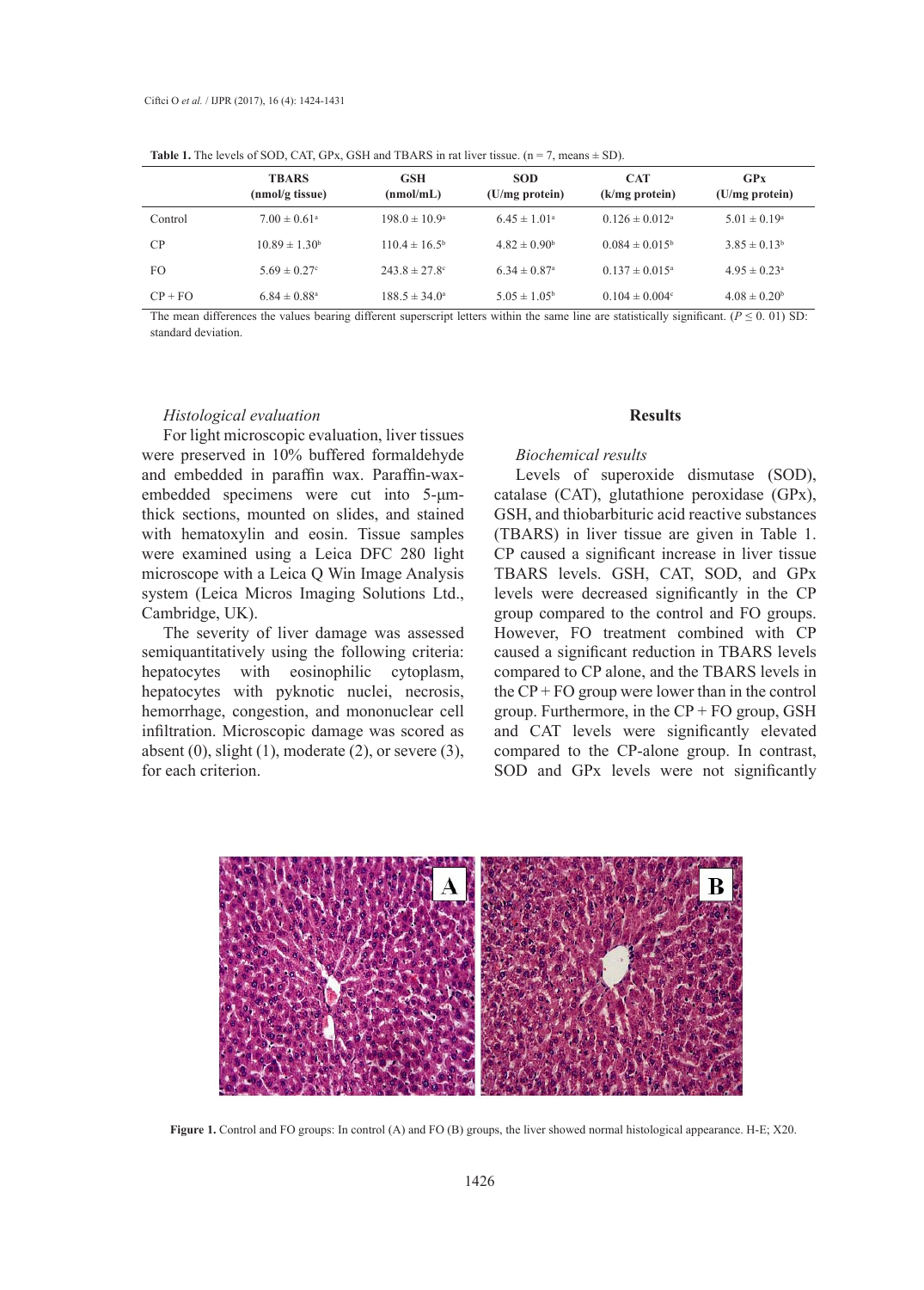**Table 1.** The levels of SOD, CAT, GPx, GSH and TBARS in rat liver tissue. (n = 7, means ± SD).

| | TBARS (nmol/g tissue) | GSH (nmol/mL) | SOD (U/mg protein) | CAT (k/mg protein) | GPx (U/mg protein) |
|---|---|---|---|---|---|
| Control | 7.00 ± 0.61[a] | 198.0 ± 10.9[a] | 6.45 ± 1.01[a] | 0.126 ± 0.012[a] | 5.01 ± 0.19[a] |
| CP | 10.89 ± 1.30[b] | 110.4 ± 16.5[b] | 4.82 ± 0.90[b] | 0.084 ± 0.015[b] | 3.85 ± 0.13[b] |
| FO | 5.69 ± 0.27[c] | 243.8 ± 27.8[c] | 6.34 ± 0.87[a] | 0.137 ± 0.015[a] | 4.95 ± 0.23[a] |
| CP + FO | 6.84 ± 0.88[a] | 188.5 ± 34.0[a] | 5.05 ± 1.05[b] | 0.104 ± 0.004[c] | 4.08 ± 0.20[b] |

The mean differences the values bearing different superscript letters within the same line are statistically significant. ($P \leq 0.01$) SD: standard deviation.

*Histological evaluation*

For light microscopic evaluation, liver tissues were preserved in 10% buffered formaldehyde and embedded in paraffin wax. Paraffin-wax-embedded specimens were cut into 5-μm-thick sections, mounted on slides, and stained with hematoxylin and eosin. Tissue samples were examined using a Leica DFC 280 light microscope with a Leica Q Win Image Analysis system (Leica Micros Imaging Solutions Ltd., Cambridge, UK).

The severity of liver damage was assessed semiquantitatively using the following criteria: hepatocytes with eosinophilic cytoplasm, hepatocytes with pyknotic nuclei, necrosis, hemorrhage, congestion, and mononuclear cell infiltration. Microscopic damage was scored as absent (0), slight (1), moderate (2), or severe (3), for each criterion.

## Results

*Biochemical results*

Levels of superoxide dismutase (SOD), catalase (CAT), glutathione peroxidase (GPx), GSH, and thiobarbituric acid reactive substances (TBARS) in liver tissue are given in Table 1. CP caused a significant increase in liver tissue TBARS levels. GSH, CAT, SOD, and GPx levels were decreased significantly in the CP group compared to the control and FO groups. However, FO treatment combined with CP caused a significant reduction in TBARS levels compared to CP alone, and the TBARS levels in the CP + FO group were lower than in the control group. Furthermore, in the CP + FO group, GSH and CAT levels were significantly elevated compared to the CP-alone group. In contrast, SOD and GPx levels were not significantly

**Figure 1.** Control and FO groups: In control (A) and FO (B) groups, the liver showed normal histological appearance. H-E; X20.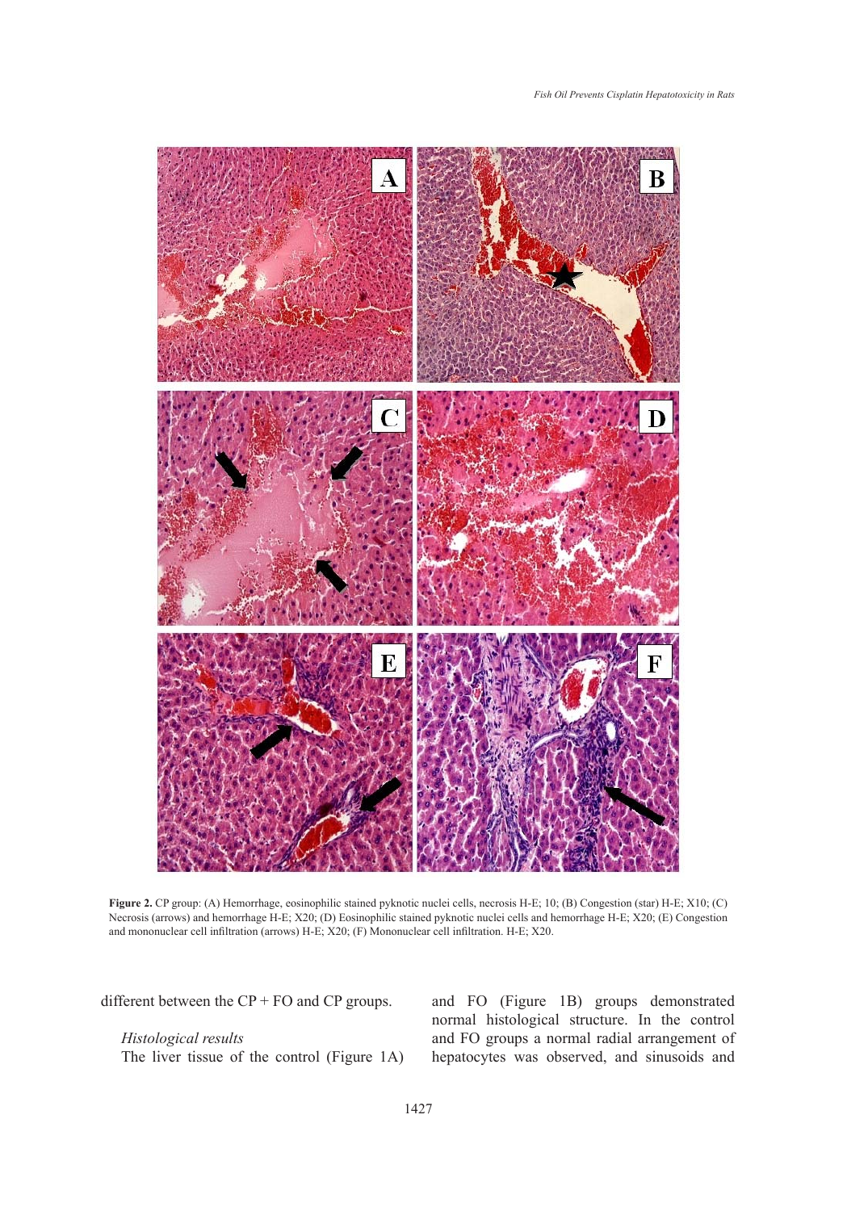Figure 2. CP group: (A) Hemorrhage, eosinophilic stained pyknotic nuclei cells, necrosis H-E; 10; (B) Congestion (star) H-E; X10; (C) Necrosis (arrows) and hemorrhage H-E; X20; (D) Eosinophilic stained pyknotic nuclei cells and hemorrhage H-E; X20; (E) Congestion and mononuclear cell infiltration (arrows) H-E; X20; (F) Mononuclear cell infiltration. H-E; X20.

different between the CP + FO and CP groups.

*Histological results*

The liver tissue of the control (Figure 1A) and FO (Figure 1B) groups demonstrated normal histological structure. In the control and FO groups a normal radial arrangement of hepatocytes was observed, and sinusoids and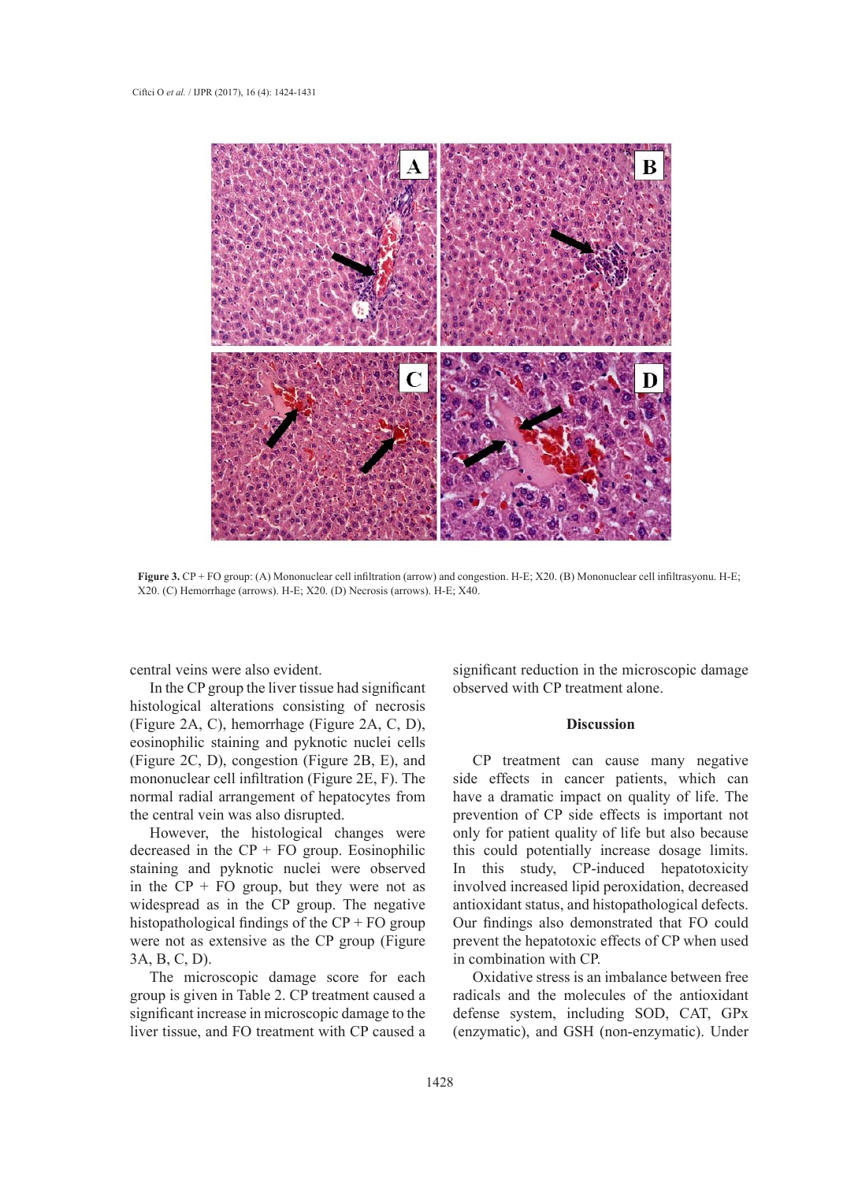**Figure 3.** CP + FO group: (A) Mononuclear cell infiltration (arrow) and congestion. H-E; X20. (B) Mononuclear cell infiltrasyonu. H-E; X20. (C) Hemorrhage (arrows). H-E; X20. (D) Necrosis (arrows). H-E; X40.

central veins were also evident.

In the CP group the liver tissue had significant histological alterations consisting of necrosis (Figure 2A, C), hemorrhage (Figure 2A, C, D), eosinophilic staining and pyknotic nuclei cells (Figure 2C, D), congestion (Figure 2B, E), and mononuclear cell infiltration (Figure 2E, F). The normal radial arrangement of hepatocytes from the central vein was also disrupted.

However, the histological changes were decreased in the CP + FO group. Eosinophilic staining and pyknotic nuclei were observed in the CP + FO group, but they were not as widespread as in the CP group. The negative histopathological findings of the CP + FO group were not as extensive as the CP group (Figure 3A, B, C, D).

The microscopic damage score for each group is given in Table 2. CP treatment caused a significant increase in microscopic damage to the liver tissue, and FO treatment with CP caused a significant reduction in the microscopic damage observed with CP treatment alone.

## Discussion

CP treatment can cause many negative side effects in cancer patients, which can have a dramatic impact on quality of life. The prevention of CP side effects is important not only for patient quality of life but also because this could potentially increase dosage limits. In this study, CP-induced hepatotoxicity involved increased lipid peroxidation, decreased antioxidant status, and histopathological defects. Our findings also demonstrated that FO could prevent the hepatotoxic effects of CP when used in combination with CP.

Oxidative stress is an imbalance between free radicals and the molecules of the antioxidant defense system, including SOD, CAT, GPx (enzymatic), and GSH (non-enzymatic). Under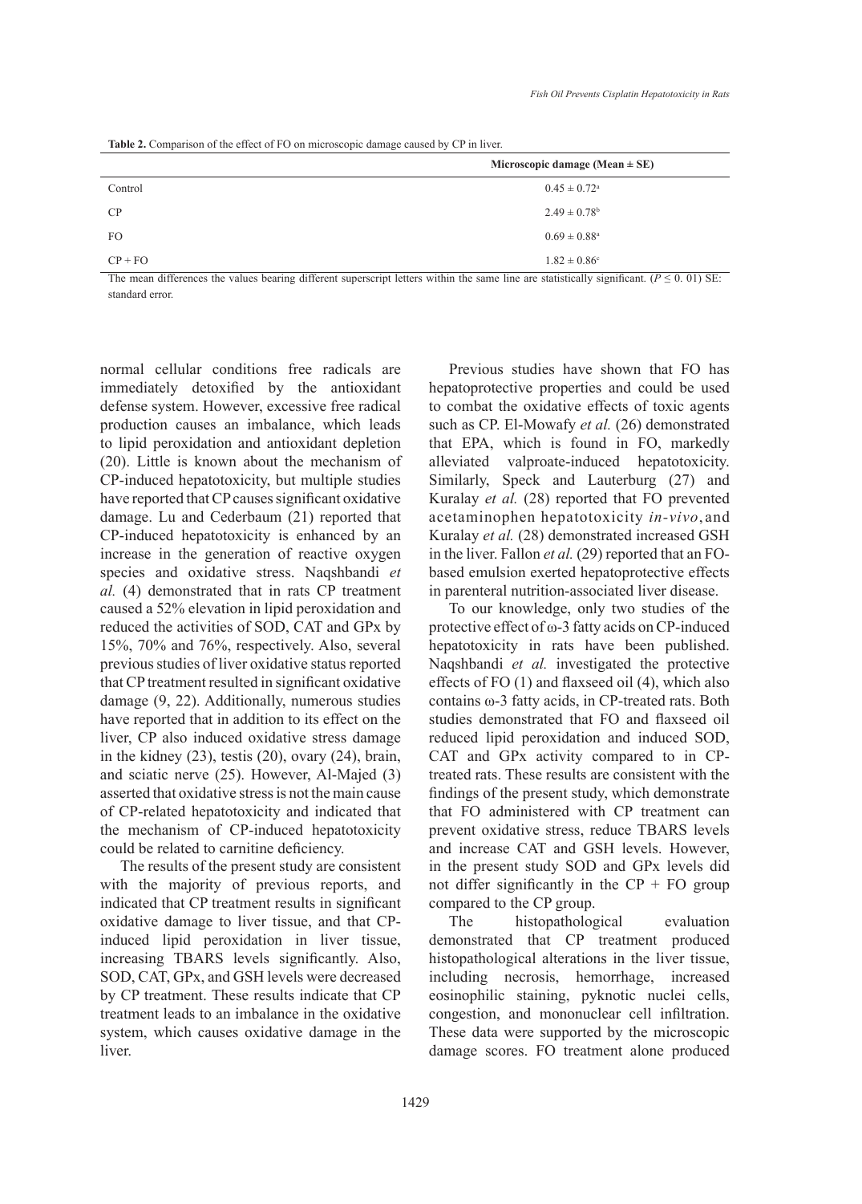**Table 2.** Comparison of the effect of FO on microscopic damage caused by CP in liver.

| | Microscopic damage (Mean ± SE) |
|---|---|
| Control | $0.45 \pm 0.72^{a}$ |
| CP | $2.49 \pm 0.78^{b}$ |
| FO | $0.69 \pm 0.88^{a}$ |
| CP + FO | $1.82 \pm 0.86^{c}$ |

The mean differences the values bearing different superscript letters within the same line are statistically significant. ($P \leq 0.01$) SE: standard error.

normal cellular conditions free radicals are immediately detoxified by the antioxidant defense system. However, excessive free radical production causes an imbalance, which leads to lipid peroxidation and antioxidant depletion (20). Little is known about the mechanism of CP-induced hepatotoxicity, but multiple studies have reported that CP causes significant oxidative damage. Lu and Cederbaum (21) reported that CP-induced hepatotoxicity is enhanced by an increase in the generation of reactive oxygen species and oxidative stress. Naqshbandi *et al.* (4) demonstrated that in rats CP treatment caused a 52% elevation in lipid peroxidation and reduced the activities of SOD, CAT and GPx by 15%, 70% and 76%, respectively. Also, several previous studies of liver oxidative status reported that CP treatment resulted in significant oxidative damage (9, 22). Additionally, numerous studies have reported that in addition to its effect on the liver, CP also induced oxidative stress damage in the kidney (23), testis (20), ovary (24), brain, and sciatic nerve (25). However, Al-Majed (3) asserted that oxidative stress is not the main cause of CP-related hepatotoxicity and indicated that the mechanism of CP-induced hepatotoxicity could be related to carnitine deficiency.

The results of the present study are consistent with the majority of previous reports, and indicated that CP treatment results in significant oxidative damage to liver tissue, and that CP-induced lipid peroxidation in liver tissue, increasing TBARS levels significantly. Also, SOD, CAT, GPx, and GSH levels were decreased by CP treatment. These results indicate that CP treatment leads to an imbalance in the oxidative system, which causes oxidative damage in the liver.

Previous studies have shown that FO has hepatoprotective properties and could be used to combat the oxidative effects of toxic agents such as CP. El-Mowafy *et al.* (26) demonstrated that EPA, which is found in FO, markedly alleviated valproate-induced hepatotoxicity. Similarly, Speck and Lauterburg (27) and Kuralay *et al.* (28) reported that FO prevented acetaminophen hepatotoxicity *in-vivo*, and Kuralay *et al.* (28) demonstrated increased GSH in the liver. Fallon *et al.* (29) reported that an FO-based emulsion exerted hepatoprotective effects in parenteral nutrition-associated liver disease.

To our knowledge, only two studies of the protective effect of ω-3 fatty acids on CP-induced hepatotoxicity in rats have been published. Naqshbandi *et al.* investigated the protective effects of FO (1) and flaxseed oil (4), which also contains ω-3 fatty acids, in CP-treated rats. Both studies demonstrated that FO and flaxseed oil reduced lipid peroxidation and induced SOD, CAT and GPx activity compared to in CP-treated rats. These results are consistent with the findings of the present study, which demonstrate that FO administered with CP treatment can prevent oxidative stress, reduce TBARS levels and increase CAT and GSH levels. However, in the present study SOD and GPx levels did not differ significantly in the CP + FO group compared to the CP group.

The histopathological evaluation demonstrated that CP treatment produced histopathological alterations in the liver tissue, including necrosis, hemorrhage, increased eosinophilic staining, pyknotic nuclei cells, congestion, and mononuclear cell infiltration. These data were supported by the microscopic damage scores. FO treatment alone produced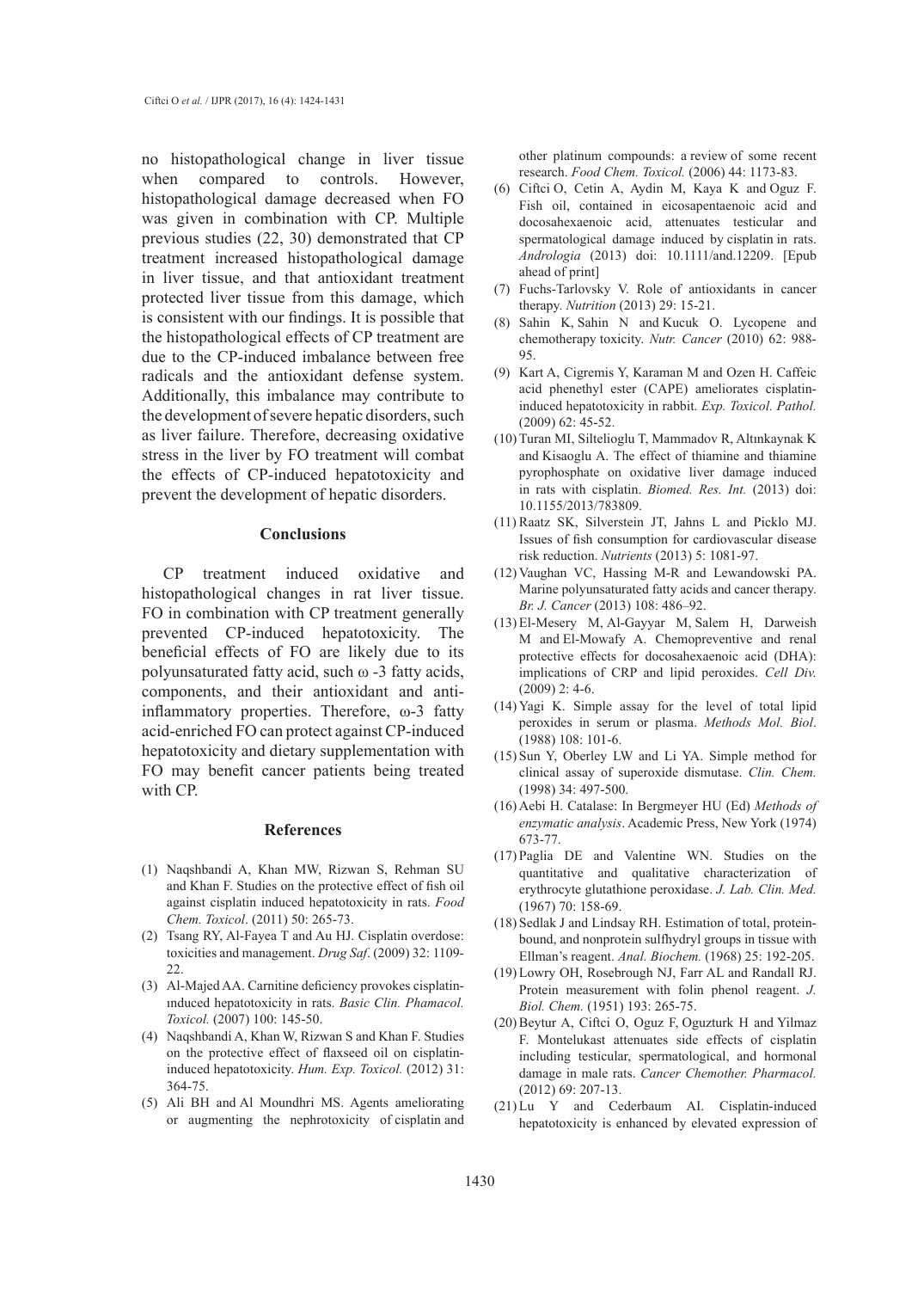no histopathological change in liver tissue when compared to controls. However, histopathological damage decreased when FO was given in combination with CP. Multiple previous studies (22, 30) demonstrated that CP treatment increased histopathological damage in liver tissue, and that antioxidant treatment protected liver tissue from this damage, which is consistent with our findings. It is possible that the histopathological effects of CP treatment are due to the CP-induced imbalance between free radicals and the antioxidant defense system. Additionally, this imbalance may contribute to the development of severe hepatic disorders, such as liver failure. Therefore, decreasing oxidative stress in the liver by FO treatment will combat the effects of CP-induced hepatotoxicity and prevent the development of hepatic disorders.

## Conclusions

CP treatment induced oxidative and histopathological changes in rat liver tissue. FO in combination with CP treatment generally prevented CP-induced hepatotoxicity. The beneficial effects of FO are likely due to its polyunsaturated fatty acid, such ω -3 fatty acids, components, and their antioxidant and anti-inflammatory properties. Therefore, ω-3 fatty acid-enriched FO can protect against CP-induced hepatotoxicity and dietary supplementation with FO may benefit cancer patients being treated with CP.

## References

(1) Naqshbandi A, Khan MW, Rizwan S, Rehman SU and Khan F. Studies on the protective effect of fish oil against cisplatin induced hepatotoxicity in rats. *Food Chem. Toxicol*. (2011) 50: 265-73.

(2) Tsang RY, Al-Fayea T and Au HJ. Cisplatin overdose: toxicities and management. *Drug Saf*. (2009) 32: 1109-22.

(3) Al-Majed AA. Carnitine deficiency provokes cisplatin-ınduced hepatotoxicity in rats. *Basic Clin. Phamacol. Toxicol.* (2007) 100: 145-50.

(4) Naqshbandi A, Khan W, Rizwan S and Khan F. Studies on the protective effect of flaxseed oil on cisplatin-induced hepatotoxicity. *Hum. Exp. Toxicol.* (2012) 31: 364-75.

(5) Ali BH and Al Moundhri MS. Agents ameliorating or augmenting the nephrotoxicity of cisplatin and other platinum compounds: a review of some recent research. *Food Chem. Toxicol.* (2006) 44: 1173-83.

(6) Ciftci O, Cetin A, Aydin M, Kaya K and Oguz F. Fish oil, contained in eicosapentaenoic acid and docosahexaenoic acid, attenuates testicular and spermatological damage induced by cisplatin in rats. *Andrologia* (2013) doi: 10.1111/and.12209. [Epub ahead of print]

(7) Fuchs-Tarlovsky V. Role of antioxidants in cancer therapy. *Nutrition* (2013) 29: 15-21.

(8) Sahin K, Sahin N and Kucuk O. Lycopene and chemotherapy toxicity. *Nutr. Cancer* (2010) 62: 988-95.

(9) Kart A, Cigremis Y, Karaman M and Ozen H. Caffeic acid phenethyl ester (CAPE) ameliorates cisplatin-induced hepatotoxicity in rabbit. *Exp. Toxicol. Pathol.* (2009) 62: 45-52.

(10) Turan MI, Siltelioglu T, Mammadov R, Altınkaynak K and Kisaoglu A. The effect of thiamine and thiamine pyrophosphate on oxidative liver damage induced in rats with cisplatin. *Biomed. Res. Int.* (2013) doi: 10.1155/2013/783809.

(11) Raatz SK, Silverstein JT, Jahns L and Picklo MJ. Issues of fish consumption for cardiovascular disease risk reduction. *Nutrients* (2013) 5: 1081-97.

(12) Vaughan VC, Hassing M-R and Lewandowski PA. Marine polyunsaturated fatty acids and cancer therapy. *Br. J. Cancer* (2013) 108: 486–92.

(13) El-Mesery M, Al-Gayyar M, Salem H, Darweish M and El-Mowafy A. Chemopreventive and renal protective effects for docosahexaenoic acid (DHA): implications of CRP and lipid peroxides. *Cell Div.* (2009) 2: 4-6.

(14) Yagi K. Simple assay for the level of total lipid peroxides in serum or plasma. *Methods Mol. Biol*. (1988) 108: 101-6.

(15) Sun Y, Oberley LW and Li YA. Simple method for clinical assay of superoxide dismutase. *Clin. Chem.* (1998) 34: 497-500.

(16) Aebi H. Catalase: In Bergmeyer HU (Ed) *Methods of enzymatic analysis*. Academic Press, New York (1974) 673-77.

(17) Paglia DE and Valentine WN. Studies on the quantitative and qualitative characterization of erythrocyte glutathione peroxidase. *J. Lab. Clin. Med.* (1967) 70: 158-69.

(18) Sedlak J and Lindsay RH. Estimation of total, protein-bound, and nonprotein sulfhydryl groups in tissue with Ellman's reagent. *Anal. Biochem.* (1968) 25: 192-205.

(19) Lowry OH, Rosebrough NJ, Farr AL and Randall RJ. Protein measurement with folin phenol reagent. *J. Biol. Chem.* (1951) 193: 265-75.

(20) Beytur A, Ciftci O, Oguz F, Oguzturk H and Yilmaz F. Montelukast attenuates side effects of cisplatin including testicular, spermatological, and hormonal damage in male rats. *Cancer Chemother. Pharmacol.* (2012) 69: 207-13.

(21) Lu Y and Cederbaum AI. Cisplatin-induced hepatotoxicity is enhanced by elevated expression of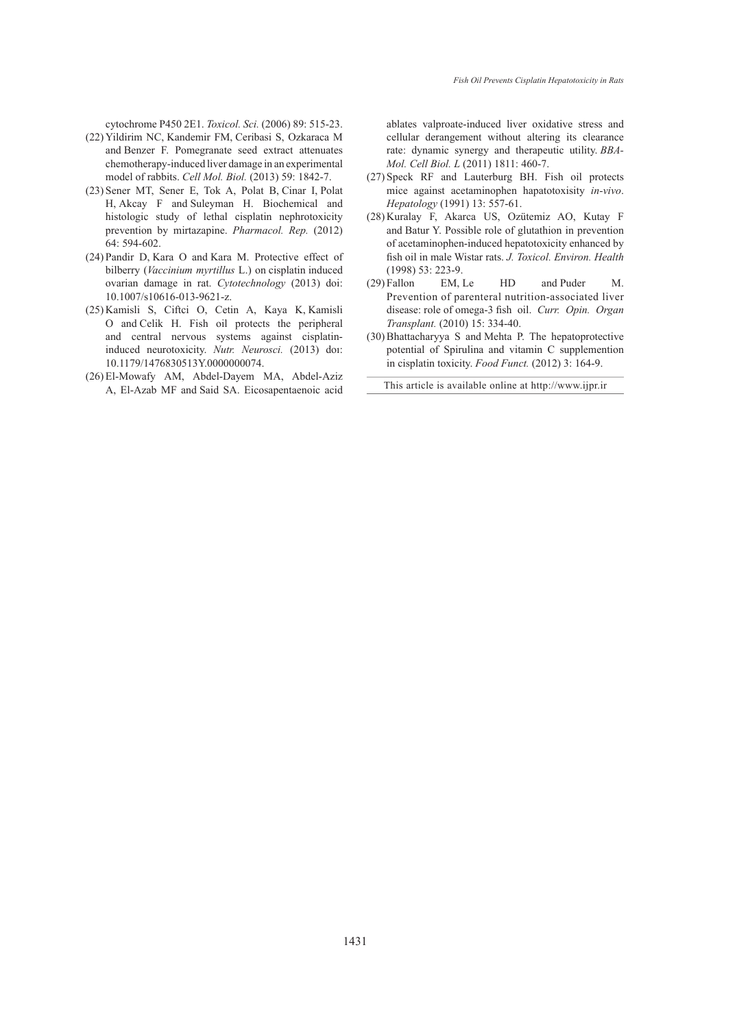cytochrome P450 2E1. *Toxicol. Sci.* (2006) 89: 515-23.

(22) Yildirim NC, Kandemir FM, Ceribasi S, Ozkaraca M and Benzer F. Pomegranate seed extract attenuates chemotherapy-induced liver damage in an experimental model of rabbits. *Cell Mol. Biol.* (2013) 59: 1842-7.

(23) Sener MT, Sener E, Tok A, Polat B, Cinar I, Polat H, Akcay F and Suleyman H. Biochemical and histologic study of lethal cisplatin nephrotoxicity prevention by mirtazapine. *Pharmacol. Rep.* (2012) 64: 594-602.

(24) Pandir D, Kara O and Kara M. Protective effect of bilberry (*Vaccinium myrtillus* L.) on cisplatin induced ovarian damage in rat. *Cytotechnology* (2013) doi: 10.1007/s10616-013-9621-z.

(25) Kamisli S, Ciftci O, Cetin A, Kaya K, Kamisli O and Celik H. Fish oil protects the peripheral and central nervous systems against cisplatin-induced neurotoxicity. *Nutr. Neurosci.* (2013) doı: 10.1179/1476830513Y.0000000074.

(26) El-Mowafy AM, Abdel-Dayem MA, Abdel-Aziz A, El-Azab MF and Said SA. Eicosapentaenoic acid ablates valproate-induced liver oxidative stress and cellular derangement without altering its clearance rate: dynamic synergy and therapeutic utility. *BBA-Mol. Cell Biol. L* (2011) 1811: 460-7.

(27) Speck RF and Lauterburg BH. Fish oil protects mice against acetaminophen hapatotoxisity *in-vivo*. *Hepatology* (1991) 13: 557-61.

(28) Kuralay F, Akarca US, Ozütemiz AO, Kutay F and Batur Y. Possible role of glutathion in prevention of acetaminophen-induced hepatotoxicity enhanced by fish oil in male Wistar rats. *J. Toxicol. Environ. Health* (1998) 53: 223-9.

(29) Fallon EM, Le HD and Puder M. Prevention of parenteral nutrition-associated liver disease: role of omega-3 fish oil. *Curr. Opin. Organ Transplant.* (2010) 15: 334-40.

(30) Bhattacharyya S and Mehta P. The hepatoprotective potential of Spirulina and vitamin C supplemention in cisplatin toxicity. *Food Funct.* (2012) 3: 164-9.

This article is available online at http://www.ijpr.ir